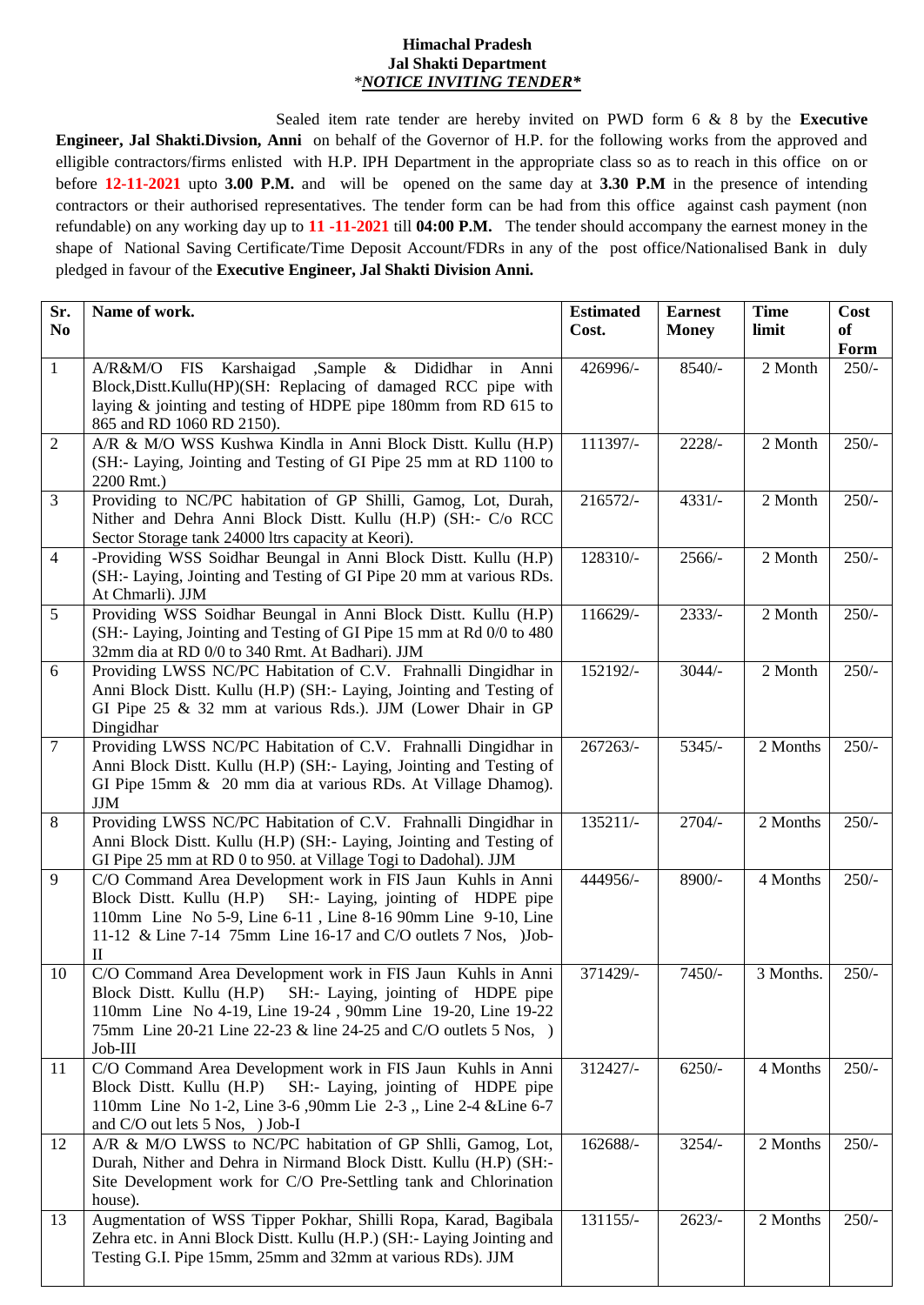**Himachal Pradesh**
**Jal Shakti Department**
***NOTICE INVITING TENDER***

Sealed item rate tender are hereby invited on PWD form 6 & 8 by the **Executive Engineer, Jal Shakti.Divsion, Anni** on behalf of the Governor of H.P. for the following works from the approved and elligible contractors/firms enlisted with H.P. IPH Department in the appropriate class so as to reach in this office on or before **12-11-2021** upto **3.00 P.M.** and will be opened on the same day at **3.30 P.M** in the presence of intending contractors or their authorised representatives. The tender form can be had from this office against cash payment (non refundable) on any working day up to **11 -11-2021** till **04:00 P.M.** The tender should accompany the earnest money in the shape of National Saving Certificate/Time Deposit Account/FDRs in any of the post office/Nationalised Bank in duly pledged in favour of the **Executive Engineer, Jal Shakti Division Anni.**

| Sr. No | Name of work. | Estimated Cost. | Earnest Money | Time limit | Cost of Form |
|---|---|---|---|---|---|
| 1 | A/R&M/O FIS Karshaigad ,Sample & Dididhar in Anni Block,Distt.Kullu(HP)(SH: Replacing of damaged RCC pipe with laying & jointing and testing of HDPE pipe 180mm from RD 615 to 865 and RD 1060 RD 2150). | 426996/- | 8540/- | 2 Month | 250/- |
| 2 | A/R & M/O WSS Kushwa Kindla in Anni Block Distt. Kullu (H.P) (SH:- Laying, Jointing and Testing of GI Pipe 25 mm at RD 1100 to 2200 Rmt.) | 111397/- | 2228/- | 2 Month | 250/- |
| 3 | Providing to NC/PC habitation of GP Shilli, Gamog, Lot, Durah, Nither and Dehra Anni Block Distt. Kullu (H.P) (SH:- C/o RCC Sector Storage tank 24000 ltrs capacity at Keori). | 216572/- | 4331/- | 2 Month | 250/- |
| 4 | -Providing WSS Soidhar Beungal in Anni Block Distt. Kullu (H.P) (SH:- Laying, Jointing and Testing of GI Pipe 20 mm at various RDs. At Chmarli). JJM | 128310/- | 2566/- | 2 Month | 250/- |
| 5 | Providing WSS Soidhar Beungal in Anni Block Distt. Kullu (H.P) (SH:- Laying, Jointing and Testing of GI Pipe 15 mm at Rd 0/0 to 480 32mm dia at RD 0/0 to 340 Rmt. At Badhari). JJM | 116629/- | 2333/- | 2 Month | 250/- |
| 6 | Providing LWSS NC/PC Habitation of C.V. Frahnalli Dingidhar in Anni Block Distt. Kullu (H.P) (SH:- Laying, Jointing and Testing of GI Pipe 25 & 32 mm at various Rds.). JJM (Lower Dhair in GP Dingidhar | 152192/- | 3044/- | 2 Month | 250/- |
| 7 | Providing LWSS NC/PC Habitation of C.V. Frahnalli Dingidhar in Anni Block Distt. Kullu (H.P) (SH:- Laying, Jointing and Testing of GI Pipe 15mm & 20 mm dia at various RDs. At Village Dhamog). JJM | 267263/- | 5345/- | 2 Months | 250/- |
| 8 | Providing LWSS NC/PC Habitation of C.V. Frahnalli Dingidhar in Anni Block Distt. Kullu (H.P) (SH:- Laying, Jointing and Testing of GI Pipe 25 mm at RD 0 to 950. at Village Togi to Dadohal). JJM | 135211/- | 2704/- | 2 Months | 250/- |
| 9 | C/O Command Area Development work in FIS Jaun Kuhls in Anni Block Distt. Kullu (H.P) SH:- Laying, jointing of HDPE pipe 110mm Line No 5-9, Line 6-11 , Line 8-16 90mm Line 9-10, Line 11-12 & Line 7-14 75mm Line 16-17 and C/O outlets 7 Nos, )Job-II | 444956/- | 8900/- | 4 Months | 250/- |
| 10 | C/O Command Area Development work in FIS Jaun Kuhls in Anni Block Distt. Kullu (H.P) SH:- Laying, jointing of HDPE pipe 110mm Line No 4-19, Line 19-24 , 90mm Line 19-20, Line 19-22 75mm Line 20-21 Line 22-23 & line 24-25 and C/O outlets 5 Nos, ) Job-III | 371429/- | 7450/- | 3 Months. | 250/- |
| 11 | C/O Command Area Development work in FIS Jaun Kuhls in Anni Block Distt. Kullu (H.P) SH:- Laying, jointing of HDPE pipe 110mm Line No 1-2, Line 3-6 ,90mm Lie 2-3 ,, Line 2-4 &Line 6-7 and C/O out lets 5 Nos, ) Job-I | 312427/- | 6250/- | 4 Months | 250/- |
| 12 | A/R & M/O LWSS to NC/PC habitation of GP Shlli, Gamog, Lot, Durah, Nither and Dehra in Nirmand Block Distt. Kullu (H.P) (SH:- Site Development work for C/O Pre-Settling tank and Chlorination house). | 162688/- | 3254/- | 2 Months | 250/- |
| 13 | Augmentation of WSS Tipper Pokhar, Shilli Ropa, Karad, Bagibala Zehra etc. in Anni Block Distt. Kullu (H.P.) (SH:- Laying Jointing and Testing G.I. Pipe 15mm, 25mm and 32mm at various RDs). JJM | 131155/- | 2623/- | 2 Months | 250/- |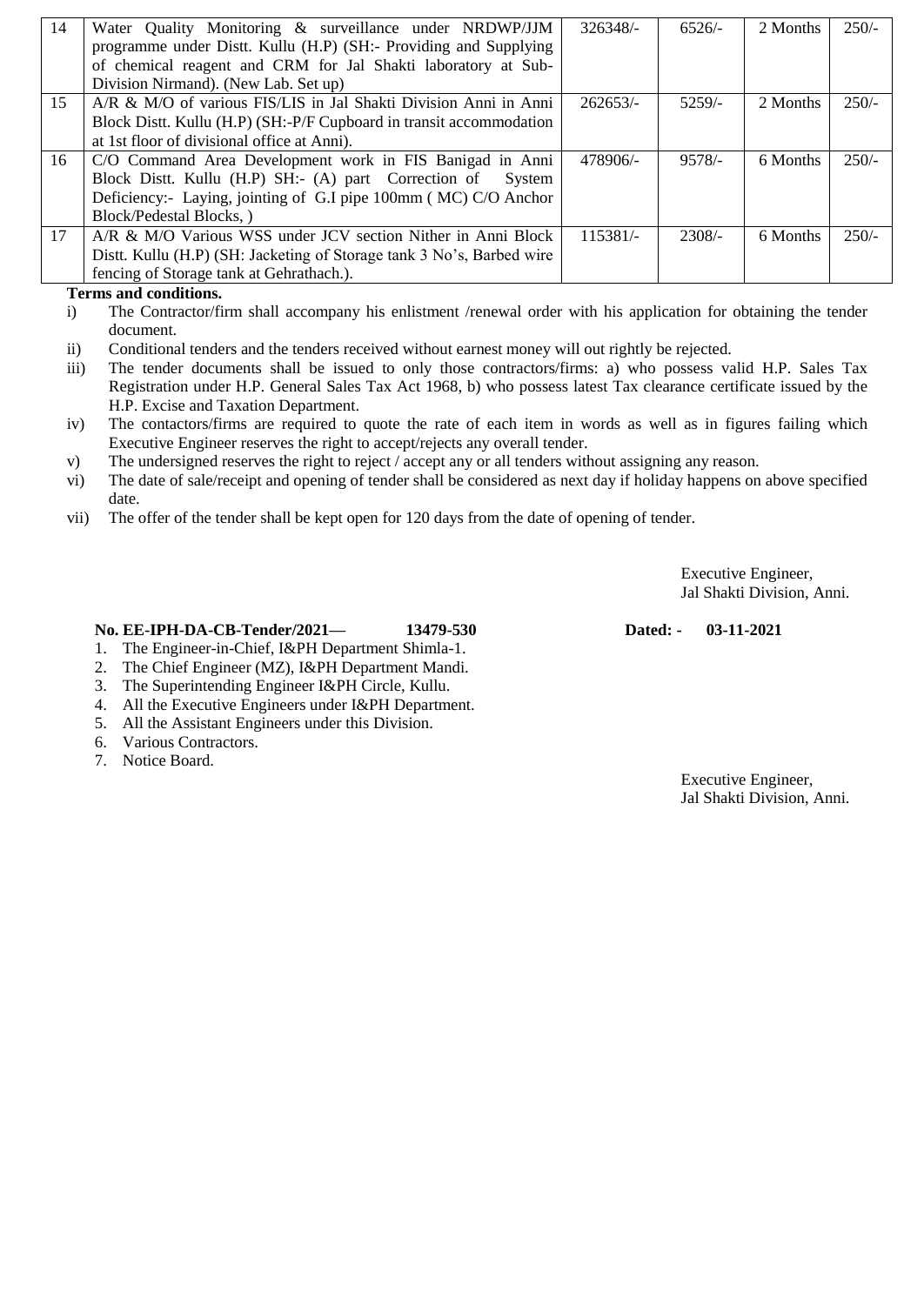| | | | | | |
|---|---|---|---|---|---|
| 14 | Water Quality Monitoring & surveillance under NRDWP/JJM programme under Distt. Kullu (H.P) (SH:- Providing and Supplying of chemical reagent and CRM for Jal Shakti laboratory at Sub-Division Nirmand). (New Lab. Set up) | 326348/- | 6526/- | 2 Months | 250/- |
| 15 | A/R & M/O of various FIS/LIS in Jal Shakti Division Anni in Anni Block Distt. Kullu (H.P) (SH:-P/F Cupboard in transit accommodation at 1st floor of divisional office at Anni). | 262653/- | 5259/- | 2 Months | 250/- |
| 16 | C/O Command Area Development work in FIS Banigad in Anni Block Distt. Kullu (H.P) SH:- (A) part Correction of System Deficiency:- Laying, jointing of G.I pipe 100mm ( MC) C/O Anchor Block/Pedestal Blocks, ) | 478906/- | 9578/- | 6 Months | 250/- |
| 17 | A/R & M/O Various WSS under JCV section Nither in Anni Block Distt. Kullu (H.P) (SH: Jacketing of Storage tank 3 No's, Barbed wire fencing of Storage tank at Gehrathach.). | 115381/- | 2308/- | 6 Months | 250/- |

**Terms and conditions.**

i) The Contractor/firm shall accompany his enlistment /renewal order with his application for obtaining the tender document.

ii) Conditional tenders and the tenders received without earnest money will out rightly be rejected.

iii) The tender documents shall be issued to only those contractors/firms: a) who possess valid H.P. Sales Tax Registration under H.P. General Sales Tax Act 1968, b) who possess latest Tax clearance certificate issued by the H.P. Excise and Taxation Department.

iv) The contactors/firms are required to quote the rate of each item in words as well as in figures failing which Executive Engineer reserves the right to accept/rejects any overall tender.

v) The undersigned reserves the right to reject / accept any or all tenders without assigning any reason.

vi) The date of sale/receipt and opening of tender shall be considered as next day if holiday happens on above specified date.

vii) The offer of the tender shall be kept open for 120 days from the date of opening of tender.

Executive Engineer,
Jal Shakti Division, Anni.

**No. EE-IPH-DA-CB-Tender/2021— 13479-530 Dated: - 03-11-2021**

1. The Engineer-in-Chief, I&PH Department Shimla-1.
2. The Chief Engineer (MZ), I&PH Department Mandi.
3. The Superintending Engineer I&PH Circle, Kullu.
4. All the Executive Engineers under I&PH Department.
5. All the Assistant Engineers under this Division.
6. Various Contractors.
7. Notice Board.

Executive Engineer,
Jal Shakti Division, Anni.